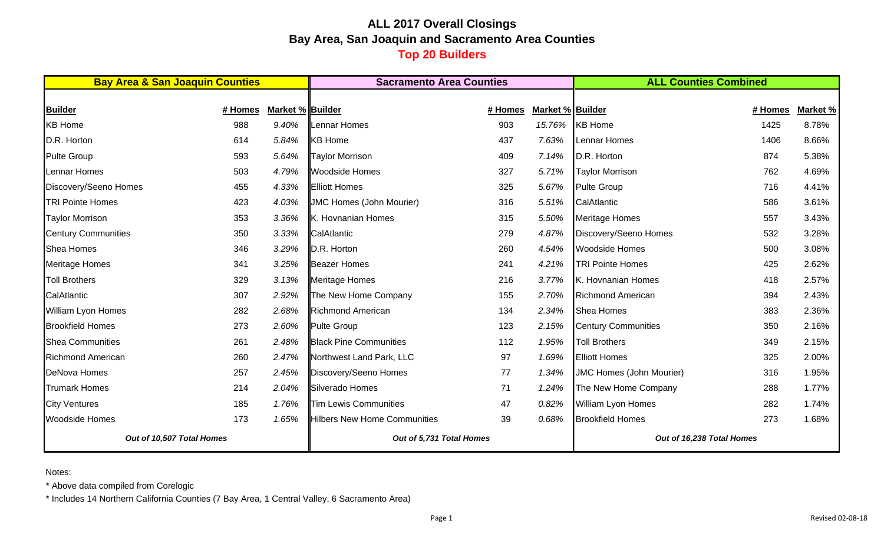# ALL 2017 Overall Closings
## Bay Area, San Joaquin and Sacramento Area Counties
### Top 20 Builders

| Bay Area & San Joaquin Counties | | | Sacramento Area Counties | | | ALL Counties Combined | | |
|---|---|---|---|---|---|---|---|---|
| **Builder** | **# Homes** | **Market %** | **Builder** | **# Homes** | **Market %** | **Builder** | **# Homes** | **Market %** |
| KB Home | 988 | *9.40%* | Lennar Homes | 903 | *15.76%* | KB Home | 1425 | 8.78% |
| D.R. Horton | 614 | *5.84%* | KB Home | 437 | *7.63%* | Lennar Homes | 1406 | 8.66% |
| Pulte Group | 593 | *5.64%* | Taylor Morrison | 409 | *7.14%* | D.R. Horton | 874 | 5.38% |
| Lennar Homes | 503 | *4.79%* | Woodside Homes | 327 | *5.71%* | Taylor Morrison | 762 | 4.69% |
| Discovery/Seeno Homes | 455 | *4.33%* | Elliott Homes | 325 | *5.67%* | Pulte Group | 716 | 4.41% |
| TRI Pointe Homes | 423 | *4.03%* | JMC Homes (John Mourier) | 316 | *5.51%* | CalAtlantic | 586 | 3.61% |
| Taylor Morrison | 353 | *3.36%* | K. Hovnanian Homes | 315 | *5.50%* | Meritage Homes | 557 | 3.43% |
| Century Communities | 350 | *3.33%* | CalAtlantic | 279 | *4.87%* | Discovery/Seeno Homes | 532 | 3.28% |
| Shea Homes | 346 | *3.29%* | D.R. Horton | 260 | *4.54%* | Woodside Homes | 500 | 3.08% |
| Meritage Homes | 341 | *3.25%* | Beazer Homes | 241 | *4.21%* | TRI Pointe Homes | 425 | 2.62% |
| Toll Brothers | 329 | *3.13%* | Meritage Homes | 216 | *3.77%* | K. Hovnanian Homes | 418 | 2.57% |
| CalAtlantic | 307 | *2.92%* | The New Home Company | 155 | *2.70%* | Richmond American | 394 | 2.43% |
| William Lyon Homes | 282 | *2.68%* | Richmond American | 134 | *2.34%* | Shea Homes | 383 | 2.36% |
| Brookfield Homes | 273 | *2.60%* | Pulte Group | 123 | *2.15%* | Century Communities | 350 | 2.16% |
| Shea Communities | 261 | *2.48%* | Black Pine Communities | 112 | *1.95%* | Toll Brothers | 349 | 2.15% |
| Richmond American | 260 | *2.47%* | Northwest Land Park, LLC | 97 | *1.69%* | Elliott Homes | 325 | 2.00% |
| DeNova Homes | 257 | *2.45%* | Discovery/Seeno Homes | 77 | *1.34%* | JMC Homes (John Mourier) | 316 | 1.95% |
| Trumark Homes | 214 | *2.04%* | Silverado Homes | 71 | *1.24%* | The New Home Company | 288 | 1.77% |
| City Ventures | 185 | *1.76%* | Tim Lewis Communities | 47 | *0.82%* | William Lyon Homes | 282 | 1.74% |
| Woodside Homes | 173 | *1.65%* | Hilbers New Home Communities | 39 | *0.68%* | Brookfield Homes | 273 | 1.68% |
| ***Out of 10,507 Total Homes*** | | | ***Out of 5,731 Total Homes*** | | | ***Out of 16,238 Total Homes*** | | |

Notes:

* Above data compiled from Corelogic
* Includes 14 Northern California Counties (7 Bay Area, 1 Central Valley, 6 Sacramento Area)

Revised 02-08-18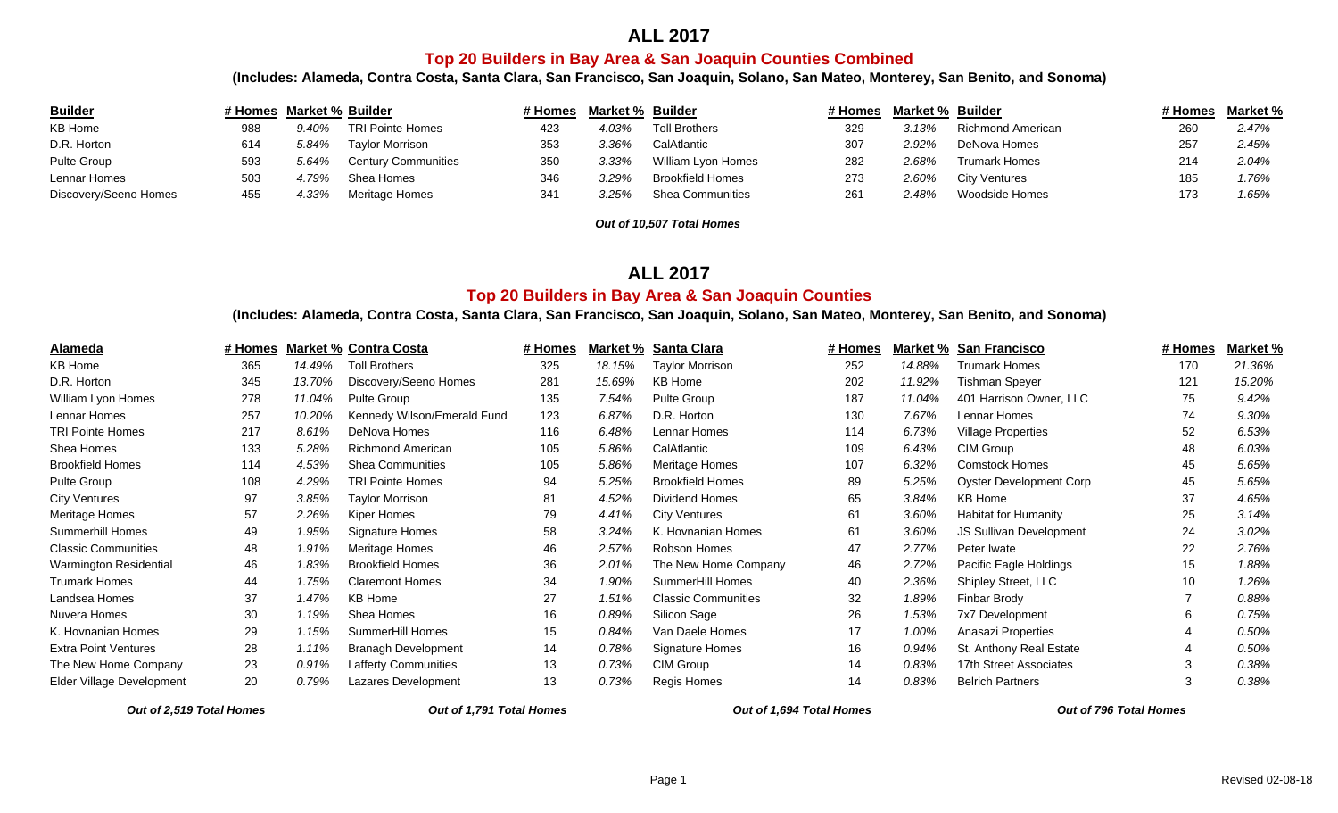# ALL 2017

## Top 20 Builders in Bay Area & San Joaquin Counties Combined

**(Includes: Alameda, Contra Costa, Santa Clara, San Francisco, San Joaquin, Solano, San Mateo, Monterey, San Benito, and Sonoma)**

| Builder | # Homes | Market % | Builder | # Homes | Market % | Builder | # Homes | Market % | Builder | # Homes | Market % |
|---|---|---|---|---|---|---|---|---|---|---|---|
| KB Home | 988 | *9.40%* | TRI Pointe Homes | 423 | *4.03%* | Toll Brothers | 329 | *3.13%* | Richmond American | 260 | *2.47%* |
| D.R. Horton | 614 | *5.84%* | Taylor Morrison | 353 | *3.36%* | CalAtlantic | 307 | *2.92%* | DeNova Homes | 257 | *2.45%* |
| Pulte Group | 593 | *5.64%* | Century Communities | 350 | *3.33%* | William Lyon Homes | 282 | *2.68%* | Trumark Homes | 214 | *2.04%* |
| Lennar Homes | 503 | *4.79%* | Shea Homes | 346 | *3.29%* | Brookfield Homes | 273 | *2.60%* | City Ventures | 185 | *1.76%* |
| Discovery/Seeno Homes | 455 | *4.33%* | Meritage Homes | 341 | *3.25%* | Shea Communities | 261 | *2.48%* | Woodside Homes | 173 | *1.65%* |

***Out of 10,507 Total Homes***

# ALL 2017

## Top 20 Builders in Bay Area & San Joaquin Counties

**(Includes: Alameda, Contra Costa, Santa Clara, San Francisco, San Joaquin, Solano, San Mateo, Monterey, San Benito, and Sonoma)**

| Alameda | # Homes | Market % | Contra Costa | # Homes | Market % | Santa Clara | # Homes | Market % | San Francisco | # Homes | Market % |
|---|---|---|---|---|---|---|---|---|---|---|---|
| KB Home | 365 | *14.49%* | Toll Brothers | 325 | *18.15%* | Taylor Morrison | 252 | *14.88%* | Trumark Homes | 170 | *21.36%* |
| D.R. Horton | 345 | *13.70%* | Discovery/Seeno Homes | 281 | *15.69%* | KB Home | 202 | *11.92%* | Tishman Speyer | 121 | *15.20%* |
| William Lyon Homes | 278 | *11.04%* | Pulte Group | 135 | *7.54%* | Pulte Group | 187 | *11.04%* | 401 Harrison Owner, LLC | 75 | *9.42%* |
| Lennar Homes | 257 | *10.20%* | Kennedy Wilson/Emerald Fund | 123 | *6.87%* | D.R. Horton | 130 | *7.67%* | Lennar Homes | 74 | *9.30%* |
| TRI Pointe Homes | 217 | *8.61%* | DeNova Homes | 116 | *6.48%* | Lennar Homes | 114 | *6.73%* | Village Properties | 52 | *6.53%* |
| Shea Homes | 133 | *5.28%* | Richmond American | 105 | *5.86%* | CalAtlantic | 109 | *6.43%* | CIM Group | 48 | *6.03%* |
| Brookfield Homes | 114 | *4.53%* | Shea Communities | 105 | *5.86%* | Meritage Homes | 107 | *6.32%* | Comstock Homes | 45 | *5.65%* |
| Pulte Group | 108 | *4.29%* | TRI Pointe Homes | 94 | *5.25%* | Brookfield Homes | 89 | *5.25%* | Oyster Development Corp | 45 | *5.65%* |
| City Ventures | 97 | *3.85%* | Taylor Morrison | 81 | *4.52%* | Dividend Homes | 65 | *3.84%* | KB Home | 37 | *4.65%* |
| Meritage Homes | 57 | *2.26%* | Kiper Homes | 79 | *4.41%* | City Ventures | 61 | *3.60%* | Habitat for Humanity | 25 | *3.14%* |
| Summerhill Homes | 49 | *1.95%* | Signature Homes | 58 | *3.24%* | K. Hovnanian Homes | 61 | *3.60%* | JS Sullivan Development | 24 | *3.02%* |
| Classic Communities | 48 | *1.91%* | Meritage Homes | 46 | *2.57%* | Robson Homes | 47 | *2.77%* | Peter Iwate | 22 | *2.76%* |
| Warmington Residential | 46 | *1.83%* | Brookfield Homes | 36 | *2.01%* | The New Home Company | 46 | *2.72%* | Pacific Eagle Holdings | 15 | *1.88%* |
| Trumark Homes | 44 | *1.75%* | Claremont Homes | 34 | *1.90%* | SummerHill Homes | 40 | *2.36%* | Shipley Street, LLC | 10 | *1.26%* |
| Landsea Homes | 37 | *1.47%* | KB Home | 27 | *1.51%* | Classic Communities | 32 | *1.89%* | Finbar Brody | 7 | *0.88%* |
| Nuvera Homes | 30 | *1.19%* | Shea Homes | 16 | *0.89%* | Silicon Sage | 26 | *1.53%* | 7x7 Development | 6 | *0.75%* |
| K. Hovnanian Homes | 29 | *1.15%* | SummerHill Homes | 15 | *0.84%* | Van Daele Homes | 17 | *1.00%* | Anasazi Properties | 4 | *0.50%* |
| Extra Point Ventures | 28 | *1.11%* | Branagh Development | 14 | *0.78%* | Signature Homes | 16 | *0.94%* | St. Anthony Real Estate | 4 | *0.50%* |
| The New Home Company | 23 | *0.91%* | Lafferty Communities | 13 | *0.73%* | CIM Group | 14 | *0.83%* | 17th Street Associates | 3 | *0.38%* |
| Elder Village Development | 20 | *0.79%* | Lazares Development | 13 | *0.73%* | Regis Homes | 14 | *0.83%* | Belrich Partners | 3 | *0.38%* |
| ***Out of 2,519 Total Homes*** | | | ***Out of 1,791 Total Homes*** | | | ***Out of 1,694 Total Homes*** | | | ***Out of 796 Total Homes*** | | |

Revised 02-08-18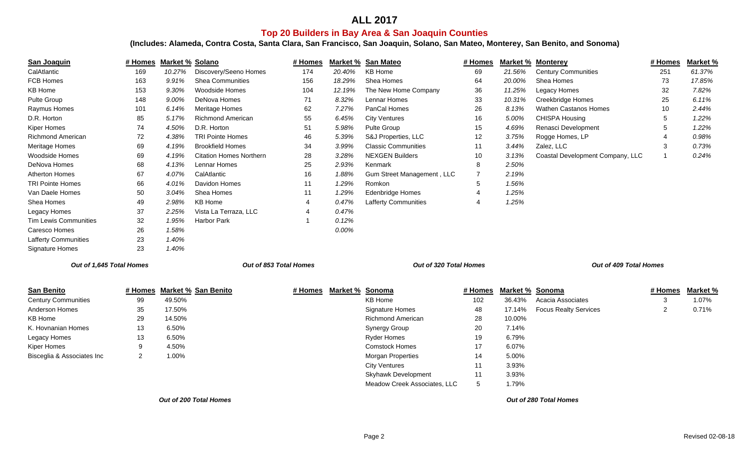# ALL 2017

## Top 20 Builders in Bay Area & San Joaquin Counties

### (Includes: Alameda, Contra Costa, Santa Clara, San Francisco, San Joaquin, Solano, San Mateo, Monterey, San Benito, and Sonoma)

| San Joaquin | # Homes | Market % |
|---|---|---|
| CalAtlantic | 169 | 10.27% |
| FCB Homes | 163 | 9.91% |
| KB Home | 153 | 9.30% |
| Pulte Group | 148 | 9.00% |
| Raymus Homes | 101 | 6.14% |
| D.R. Horton | 85 | 5.17% |
| Kiper Homes | 74 | 4.50% |
| Richmond American | 72 | 4.38% |
| Meritage Homes | 69 | 4.19% |
| Woodside Homes | 69 | 4.19% |
| DeNova Homes | 68 | 4.13% |
| Atherton Homes | 67 | 4.07% |
| TRI Pointe Homes | 66 | 4.01% |
| Van Daele Homes | 50 | 3.04% |
| Shea Homes | 49 | 2.98% |
| Legacy Homes | 37 | 2.25% |
| Tim Lewis Communities | 32 | 1.95% |
| Caresco Homes | 26 | 1.58% |
| Lafferty Communities | 23 | 1.40% |
| Signature Homes | 23 | 1.40% |

*Out of 1,645 Total Homes*

| Solano | # Homes | Market % |
|---|---|---|
| Discovery/Seeno Homes | 174 | 20.40% |
| Shea Communities | 156 | 18.29% |
| Woodside Homes | 104 | 12.19% |
| DeNova Homes | 71 | 8.32% |
| Meritage Homes | 62 | 7.27% |
| Richmond American | 55 | 6.45% |
| D.R. Horton | 51 | 5.98% |
| TRI Pointe Homes | 46 | 5.39% |
| Brookfield Homes | 34 | 3.99% |
| Citation Homes Northern | 28 | 3.28% |
| Lennar Homes | 25 | 2.93% |
| CalAtlantic | 16 | 1.88% |
| Davidon Homes | 11 | 1.29% |
| Shea Homes | 11 | 1.29% |
| KB Home | 4 | 0.47% |
| Vista La Terraza, LLC | 4 | 0.47% |
| Harbor Park | 1 | 0.12% |
| | | 0.00% |

*Out of 853 Total Homes*

| San Mateo | # Homes | Market % |
|---|---|---|
| KB Home | 69 | 21.56% |
| Shea Homes | 64 | 20.00% |
| The New Home Company | 36 | 11.25% |
| Lennar Homes | 33 | 10.31% |
| PanCal Homes | 26 | 8.13% |
| City Ventures | 16 | 5.00% |
| Pulte Group | 15 | 4.69% |
| S&J Properties, LLC | 12 | 3.75% |
| Classic Communities | 11 | 3.44% |
| NEXGEN Builders | 10 | 3.13% |
| Kenmark | 8 | 2.50% |
| Gum Street Management , LLC | 7 | 2.19% |
| Romkon | 5 | 1.56% |
| Edenbridge Homes | 4 | 1.25% |
| Lafferty Communities | 4 | 1.25% |

*Out of 320 Total Homes*

| Monterey | # Homes | Market % |
|---|---|---|
| Century Communities | 251 | 61.37% |
| Shea Homes | 73 | 17.85% |
| Legacy Homes | 32 | 7.82% |
| Creekbridge Homes | 25 | 6.11% |
| Wathen Castanos Homes | 10 | 2.44% |
| CHISPA Housing | 5 | 1.22% |
| Renasci Development | 5 | 1.22% |
| Rogge Homes, LP | 4 | 0.98% |
| Zalez, LLC | 3 | 0.73% |
| Coastal Development Company, LLC | 1 | 0.24% |

*Out of 409 Total Homes*

| San Benito | # Homes | Market % |
|---|---|---|
| Century Communities | 99 | 49.50% |
| Anderson Homes | 35 | 17.50% |
| KB Home | 29 | 14.50% |
| K. Hovnanian Homes | 13 | 6.50% |
| Legacy Homes | 13 | 6.50% |
| Kiper Homes | 9 | 4.50% |
| Bisceglia & Associates Inc | 2 | 1.00% |

*Out of 200 Total Homes*

| Sonoma | # Homes | Market % |
|---|---|---|
| KB Home | 102 | 36.43% |
| Signature Homes | 48 | 17.14% |
| Richmond American | 28 | 10.00% |
| Synergy Group | 20 | 7.14% |
| Ryder Homes | 19 | 6.79% |
| Comstock Homes | 17 | 6.07% |
| Morgan Properties | 14 | 5.00% |
| City Ventures | 11 | 3.93% |
| Skyhawk Development | 11 | 3.93% |
| Meadow Creek Associates, LLC | 5 | 1.79% |
| Acacia Associates | 3 | 1.07% |
| Focus Realty Services | 2 | 0.71% |

*Out of 280 Total Homes*

Revised 02-08-18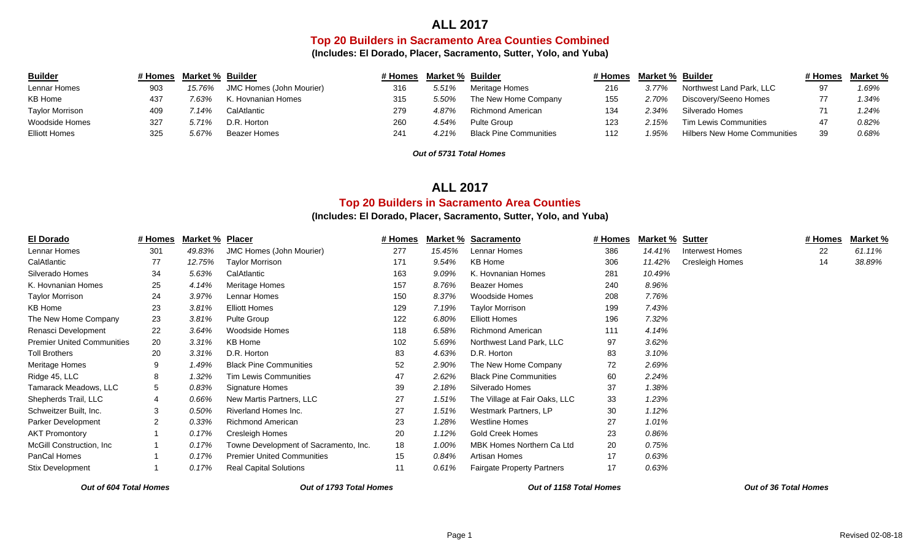# ALL 2017

## Top 20 Builders in Sacramento Area Counties Combined

**(Includes: El Dorado, Placer, Sacramento, Sutter, Yolo, and Yuba)**

| Builder | # Homes | Market % | Builder | # Homes | Market % | Builder | # Homes | Market % | Builder | # Homes | Market % |
|---|---|---|---|---|---|---|---|---|---|---|---|
| Lennar Homes | 903 | *15.76%* | JMC Homes (John Mourier) | 316 | *5.51%* | Meritage Homes | 216 | *3.77%* | Northwest Land Park, LLC | 97 | *1.69%* |
| KB Home | 437 | *7.63%* | K. Hovnanian Homes | 315 | *5.50%* | The New Home Company | 155 | *2.70%* | Discovery/Seeno Homes | 77 | *1.34%* |
| Taylor Morrison | 409 | *7.14%* | CalAtlantic | 279 | *4.87%* | Richmond American | 134 | *2.34%* | Silverado Homes | 71 | *1.24%* |
| Woodside Homes | 327 | *5.71%* | D.R. Horton | 260 | *4.54%* | Pulte Group | 123 | *2.15%* | Tim Lewis Communities | 47 | *0.82%* |
| Elliott Homes | 325 | *5.67%* | Beazer Homes | 241 | *4.21%* | Black Pine Communities | 112 | *1.95%* | Hilbers New Home Communities | 39 | *0.68%* |

***Out of 5731 Total Homes***

# ALL 2017

## Top 20 Builders in Sacramento Area Counties

**(Includes: El Dorado, Placer, Sacramento, Sutter, Yolo, and Yuba)**

| El Dorado | # Homes | Market % | Placer | # Homes | Market % | Sacramento | # Homes | Market % | Sutter | # Homes | Market % |
|---|---|---|---|---|---|---|---|---|---|---|---|
| Lennar Homes | 301 | *49.83%* | JMC Homes (John Mourier) | 277 | *15.45%* | Lennar Homes | 386 | *14.41%* | Interwest Homes | 22 | *61.11%* |
| CalAtlantic | 77 | *12.75%* | Taylor Morrison | 171 | *9.54%* | KB Home | 306 | *11.42%* | Cresleigh Homes | 14 | *38.89%* |
| Silverado Homes | 34 | *5.63%* | CalAtlantic | 163 | *9.09%* | K. Hovnanian Homes | 281 | *10.49%* | | | |
| K. Hovnanian Homes | 25 | *4.14%* | Meritage Homes | 157 | *8.76%* | Beazer Homes | 240 | *8.96%* | | | |
| Taylor Morrison | 24 | *3.97%* | Lennar Homes | 150 | *8.37%* | Woodside Homes | 208 | *7.76%* | | | |
| KB Home | 23 | *3.81%* | Elliott Homes | 129 | *7.19%* | Taylor Morrison | 199 | *7.43%* | | | |
| The New Home Company | 23 | *3.81%* | Pulte Group | 122 | *6.80%* | Elliott Homes | 196 | *7.32%* | | | |
| Renasci Development | 22 | *3.64%* | Woodside Homes | 118 | *6.58%* | Richmond American | 111 | *4.14%* | | | |
| Premier United Communities | 20 | *3.31%* | KB Home | 102 | *5.69%* | Northwest Land Park, LLC | 97 | *3.62%* | | | |
| Toll Brothers | 20 | *3.31%* | D.R. Horton | 83 | *4.63%* | D.R. Horton | 83 | *3.10%* | | | |
| Meritage Homes | 9 | *1.49%* | Black Pine Communities | 52 | *2.90%* | The New Home Company | 72 | *2.69%* | | | |
| Ridge 45, LLC | 8 | *1.32%* | Tim Lewis Communities | 47 | *2.62%* | Black Pine Communities | 60 | *2.24%* | | | |
| Tamarack Meadows, LLC | 5 | *0.83%* | Signature Homes | 39 | *2.18%* | Silverado Homes | 37 | *1.38%* | | | |
| Shepherds Trail, LLC | 4 | *0.66%* | New Martis Partners, LLC | 27 | *1.51%* | The Village at Fair Oaks, LLC | 33 | *1.23%* | | | |
| Schweitzer Built, Inc. | 3 | *0.50%* | Riverland Homes Inc. | 27 | *1.51%* | Westmark Partners, LP | 30 | *1.12%* | | | |
| Parker Development | 2 | *0.33%* | Richmond American | 23 | *1.28%* | Westline Homes | 27 | *1.01%* | | | |
| AKT Promontory | 1 | *0.17%* | Cresleigh Homes | 20 | *1.12%* | Gold Creek Homes | 23 | *0.86%* | | | |
| McGill Construction, Inc | 1 | *0.17%* | Towne Development of Sacramento, Inc. | 18 | *1.00%* | MBK Homes Northern Ca Ltd | 20 | *0.75%* | | | |
| PanCal Homes | 1 | *0.17%* | Premier United Communities | 15 | *0.84%* | Artisan Homes | 17 | *0.63%* | | | |
| Stix Development | 1 | *0.17%* | Real Capital Solutions | 11 | *0.61%* | Fairgate Property Partners | 17 | *0.63%* | | | |
| ***Out of 604 Total Homes*** | | | ***Out of 1793 Total Homes*** | | | ***Out of 1158 Total Homes*** | | | ***Out of 36 Total Homes*** | | |

Revised 02-08-18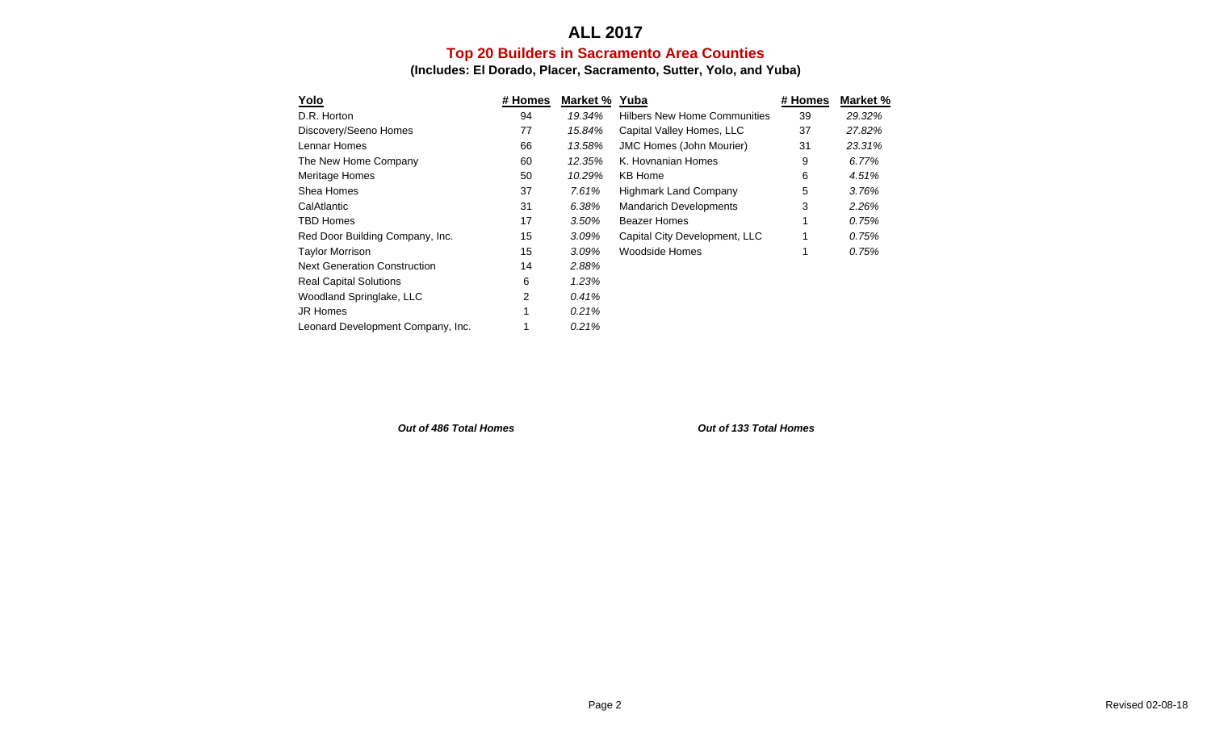# ALL 2017

## Top 20 Builders in Sacramento Area Counties

### (Includes: El Dorado, Placer, Sacramento, Sutter, Yolo, and Yuba)

| Yolo | # Homes | Market % |
|---|---|---|
| D.R. Horton | 94 | *19.34%* |
| Discovery/Seeno Homes | 77 | *15.84%* |
| Lennar Homes | 66 | *13.58%* |
| The New Home Company | 60 | *12.35%* |
| Meritage Homes | 50 | *10.29%* |
| Shea Homes | 37 | *7.61%* |
| CalAtlantic | 31 | *6.38%* |
| TBD Homes | 17 | *3.50%* |
| Red Door Building Company, Inc. | 15 | *3.09%* |
| Taylor Morrison | 15 | *3.09%* |
| Next Generation Construction | 14 | *2.88%* |
| Real Capital Solutions | 6 | *1.23%* |
| Woodland Springlake, LLC | 2 | *0.41%* |
| JR Homes | 1 | *0.21%* |
| Leonard Development Company, Inc. | 1 | *0.21%* |

***Out of 486 Total Homes***

| Yuba | # Homes | Market % |
|---|---|---|
| Hilbers New Home Communities | 39 | *29.32%* |
| Capital Valley Homes, LLC | 37 | *27.82%* |
| JMC Homes (John Mourier) | 31 | *23.31%* |
| K. Hovnanian Homes | 9 | *6.77%* |
| KB Home | 6 | *4.51%* |
| Highmark Land Company | 5 | *3.76%* |
| Mandarich Developments | 3 | *2.26%* |
| Beazer Homes | 1 | *0.75%* |
| Capital City Development, LLC | 1 | *0.75%* |
| Woodside Homes | 1 | *0.75%* |

***Out of 133 Total Homes***

Revised 02-08-18